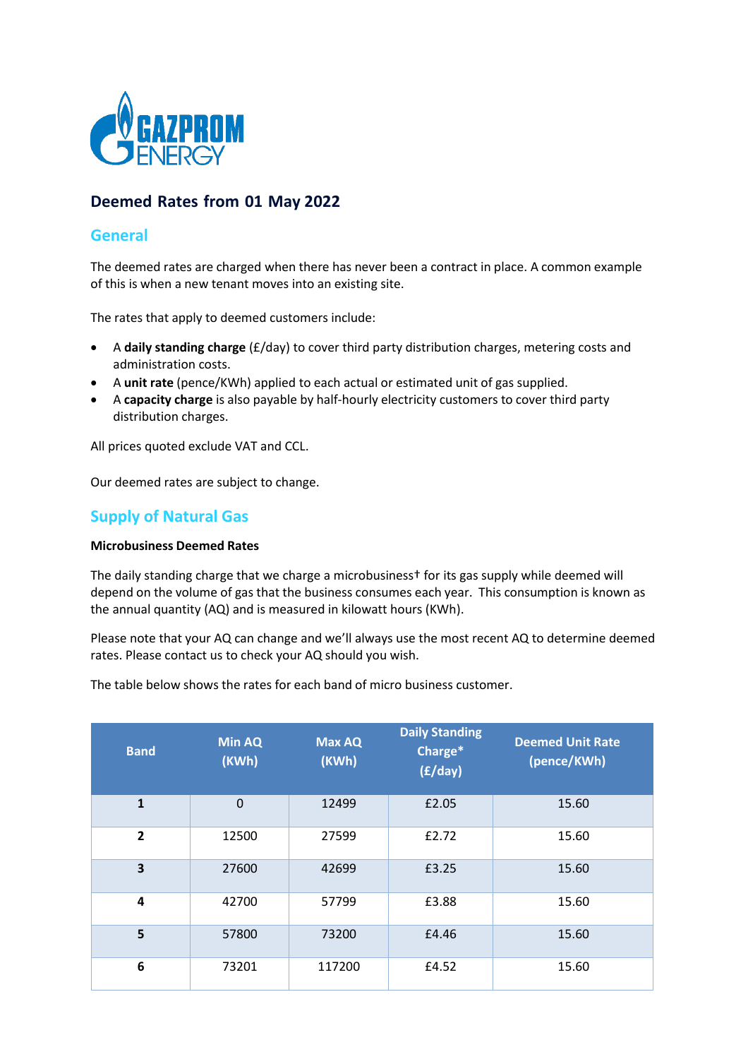## Deemed Rates from 01 May 2022

### General

The deemed rates are charged when there has never been a contract in place. A common example of this is when a new tenant moves into an existing site.

The rates that apply to deemed customers include:

- A **daily standing charge** (£/day) to cover third party distribution charges, metering costs and administration costs.
- A **unit rate** (pence/KWh) applied to each actual or estimated unit of gas supplied.
- A **capacity charge** is also payable by half-hourly electricity customers to cover third party distribution charges.

All prices quoted exclude VAT and CCL.

Our deemed rates are subject to change.

### Supply of Natural Gas

**Microbusiness Deemed Rates**

The daily standing charge that we charge a microbusiness† for its gas supply while deemed will depend on the volume of gas that the business consumes each year. This consumption is known as the annual quantity (AQ) and is measured in kilowatt hours (KWh).

Please note that your AQ can change and we'll always use the most recent AQ to determine deemed rates. Please contact us to check your AQ should you wish.

The table below shows the rates for each band of micro business customer.

| Band | Min AQ (KWh) | Max AQ (KWh) | Daily Standing Charge* (£/day) | Deemed Unit Rate (pence/KWh) |
|---|---|---|---|---|
| **1** | 0 | 12499 | £2.05 | 15.60 |
| **2** | 12500 | 27599 | £2.72 | 15.60 |
| **3** | 27600 | 42699 | £3.25 | 15.60 |
| **4** | 42700 | 57799 | £3.88 | 15.60 |
| **5** | 57800 | 73200 | £4.46 | 15.60 |
| **6** | 73201 | 117200 | £4.52 | 15.60 |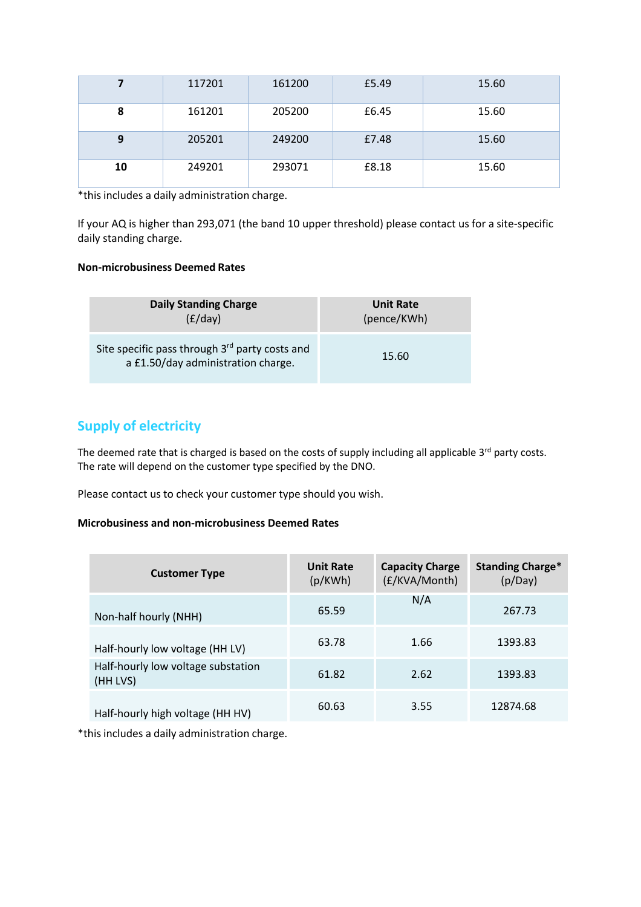| 7 | 117201 | 161200 | £5.49 | 15.60 |
|---|---|---|---|---|
| 8 | 161201 | 205200 | £6.45 | 15.60 |
| 9 | 205201 | 249200 | £7.48 | 15.60 |
| 10 | 249201 | 293071 | £8.18 | 15.60 |

*this includes a daily administration charge.

If your AQ is higher than 293,071 (the band 10 upper threshold) please contact us for a site-specific daily standing charge.

**Non-microbusiness Deemed Rates**

| Daily Standing Charge (£/day) | Unit Rate (pence/KWh) |
|---|---|
| Site specific pass through 3rd party costs and a £1.50/day administration charge. | 15.60 |

## Supply of electricity

The deemed rate that is charged is based on the costs of supply including all applicable 3rd party costs. The rate will depend on the customer type specified by the DNO.

Please contact us to check your customer type should you wish.

**Microbusiness and non-microbusiness Deemed Rates**

| Customer Type | Unit Rate (p/KWh) | Capacity Charge (£/KVA/Month) | Standing Charge* (p/Day) |
|---|---|---|---|
| Non-half hourly (NHH) | 65.59 | N/A | 267.73 |
| Half-hourly low voltage (HH LV) | 63.78 | 1.66 | 1393.83 |
| Half-hourly low voltage substation (HH LVS) | 61.82 | 2.62 | 1393.83 |
| Half-hourly high voltage (HH HV) | 60.63 | 3.55 | 12874.68 |

*this includes a daily administration charge.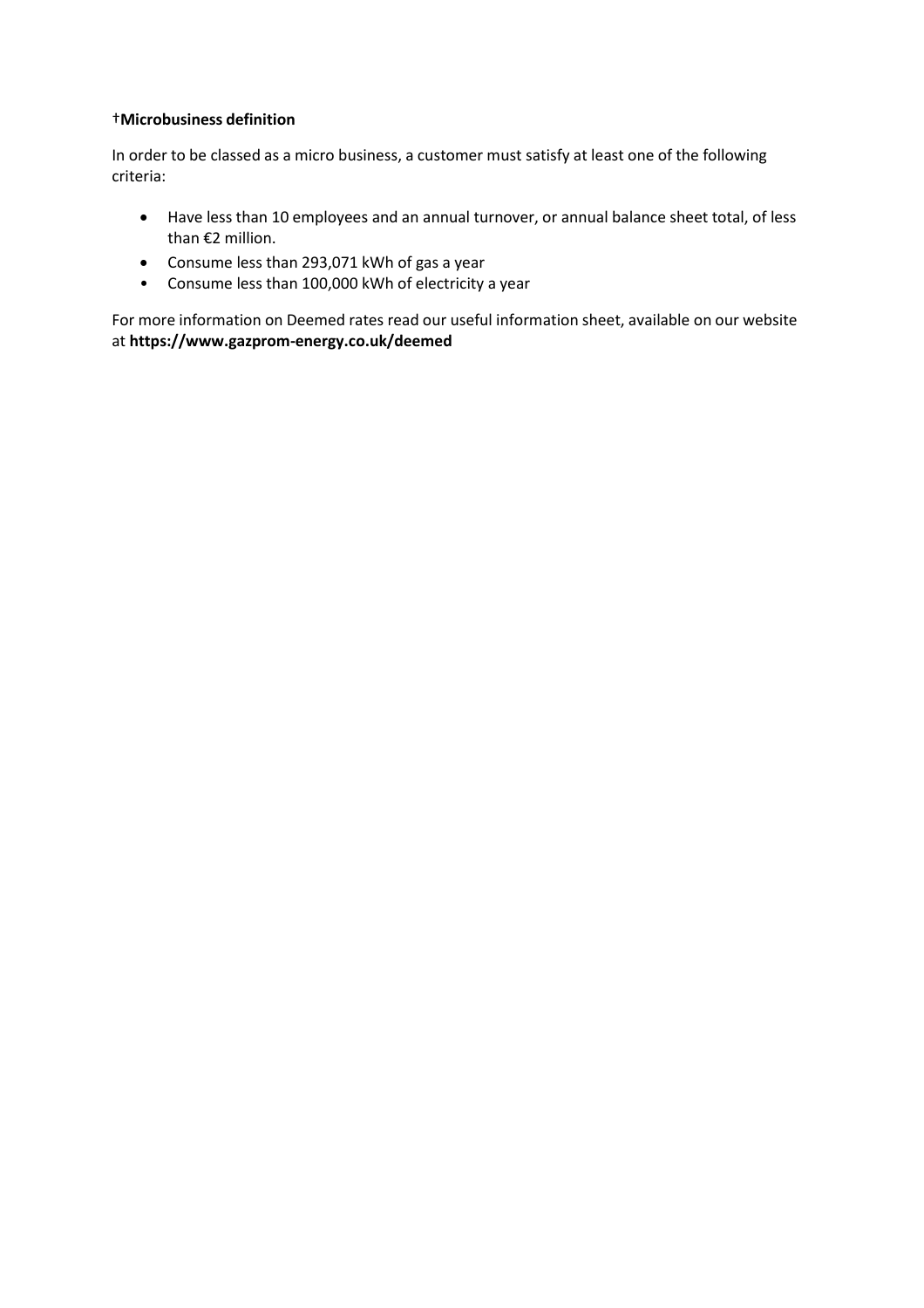**†Microbusiness definition**

In order to be classed as a micro business, a customer must satisfy at least one of the following criteria:

- Have less than 10 employees and an annual turnover, or annual balance sheet total, of less than €2 million.
- Consume less than 293,071 kWh of gas a year
- Consume less than 100,000 kWh of electricity a year

For more information on Deemed rates read our useful information sheet, available on our website at **https://www.gazprom-energy.co.uk/deemed**